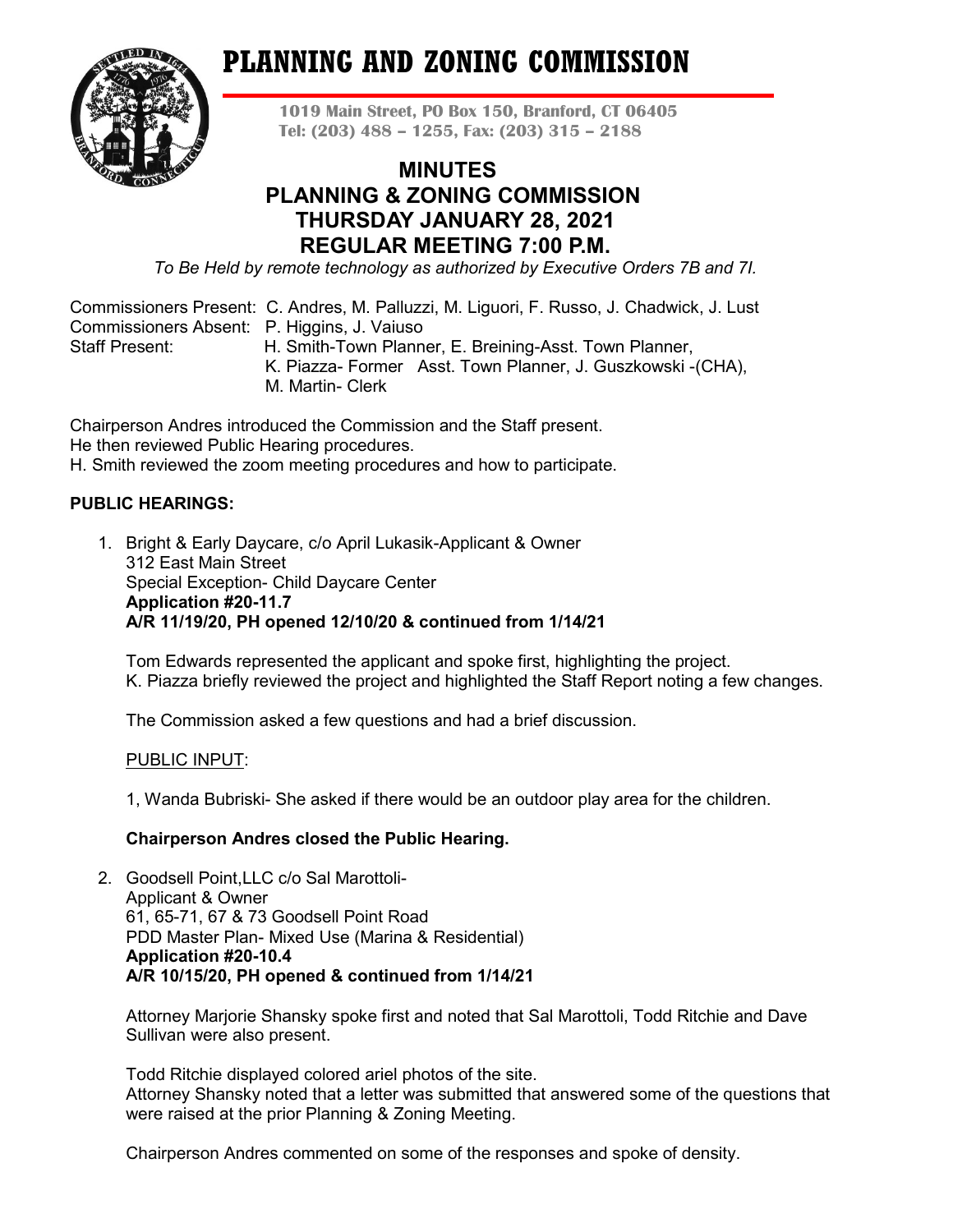# PLANNING AND ZONING COMMISSION

**1019 Main Street, PO Box 150, Branford, CT 06405**
**Tel: (203) 488 – 1255, Fax: (203) 315 – 2188**

## MINUTES
## PLANNING & ZONING COMMISSION
## THURSDAY JANUARY 28, 2021
## REGULAR MEETING 7:00 P.M.

*To Be Held by remote technology as authorized by Executive Orders 7B and 7I.*

Commissioners Present: C. Andres, M. Palluzzi, M. Liguori, F. Russo, J. Chadwick, J. Lust
Commissioners Absent: P. Higgins, J. Vaiuso
Staff Present: H. Smith-Town Planner, E. Breining-Asst. Town Planner, K. Piazza- Former Asst. Town Planner, J. Guszkowski -(CHA), M. Martin- Clerk

Chairperson Andres introduced the Commission and the Staff present.
He then reviewed Public Hearing procedures.
H. Smith reviewed the zoom meeting procedures and how to participate.

**PUBLIC HEARINGS:**

1. Bright & Early Daycare, c/o April Lukasik-Applicant & Owner
   312 East Main Street
   Special Exception- Child Daycare Center
   **Application #20-11.7**
   **A/R 11/19/20, PH opened 12/10/20 & continued from 1/14/21**

   Tom Edwards represented the applicant and spoke first, highlighting the project.
   K. Piazza briefly reviewed the project and highlighted the Staff Report noting a few changes.

   The Commission asked a few questions and had a brief discussion.

   PUBLIC INPUT:

   1, Wanda Bubriski- She asked if there would be an outdoor play area for the children.

   **Chairperson Andres closed the Public Hearing.**

2. Goodsell Point,LLC c/o Sal Marottoli-
   Applicant & Owner
   61, 65-71, 67 & 73 Goodsell Point Road
   PDD Master Plan- Mixed Use (Marina & Residential)
   **Application #20-10.4**
   **A/R 10/15/20, PH opened & continued from 1/14/21**

   Attorney Marjorie Shansky spoke first and noted that Sal Marottoli, Todd Ritchie and Dave Sullivan were also present.

   Todd Ritchie displayed colored ariel photos of the site.
   Attorney Shansky noted that a letter was submitted that answered some of the questions that were raised at the prior Planning & Zoning Meeting.

   Chairperson Andres commented on some of the responses and spoke of density.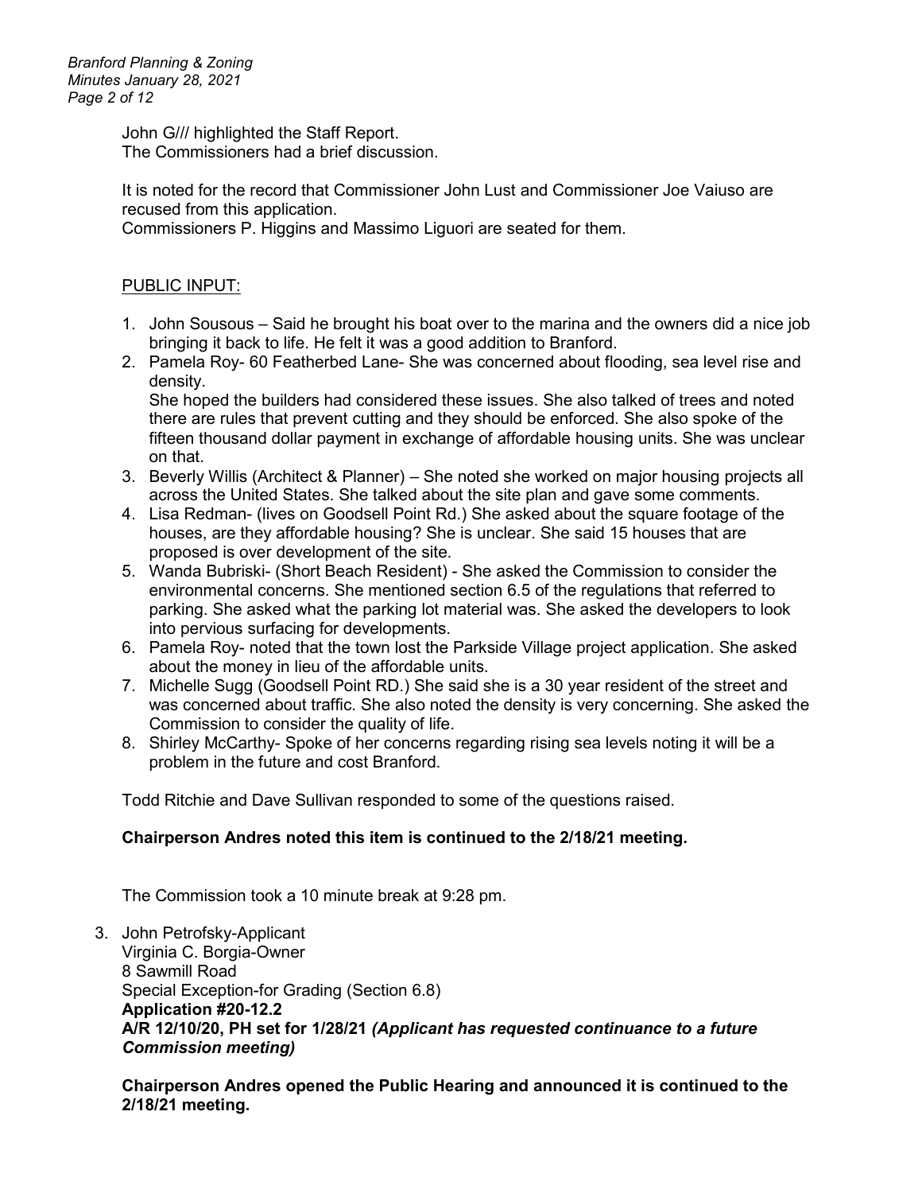John G/// highlighted the Staff Report.
The Commissioners had a brief discussion.

It is noted for the record that Commissioner John Lust and Commissioner Joe Vaiuso are recused from this application.
Commissioners P. Higgins and Massimo Liguori are seated for them.

PUBLIC INPUT:

1. John Sousous – Said he brought his boat over to the marina and the owners did a nice job bringing it back to life. He felt it was a good addition to Branford.
2. Pamela Roy- 60 Featherbed Lane- She was concerned about flooding, sea level rise and density.
   She hoped the builders had considered these issues. She also talked of trees and noted there are rules that prevent cutting and they should be enforced. She also spoke of the fifteen thousand dollar payment in exchange of affordable housing units. She was unclear on that.
3. Beverly Willis (Architect & Planner) – She noted she worked on major housing projects all across the United States. She talked about the site plan and gave some comments.
4. Lisa Redman- (lives on Goodsell Point Rd.) She asked about the square footage of the houses, are they affordable housing? She is unclear. She said 15 houses that are proposed is over development of the site.
5. Wanda Bubriski- (Short Beach Resident) - She asked the Commission to consider the environmental concerns. She mentioned section 6.5 of the regulations that referred to parking. She asked what the parking lot material was. She asked the developers to look into pervious surfacing for developments.
6. Pamela Roy- noted that the town lost the Parkside Village project application. She asked about the money in lieu of the affordable units.
7. Michelle Sugg (Goodsell Point RD.) She said she is a 30 year resident of the street and was concerned about traffic. She also noted the density is very concerning. She asked the Commission to consider the quality of life.
8. Shirley McCarthy- Spoke of her concerns regarding rising sea levels noting it will be a problem in the future and cost Branford.

Todd Ritchie and Dave Sullivan responded to some of the questions raised.

**Chairperson Andres noted this item is continued to the 2/18/21 meeting.**

The Commission took a 10 minute break at 9:28 pm.

3. John Petrofsky-Applicant
   Virginia C. Borgia-Owner
   8 Sawmill Road
   Special Exception-for Grading (Section 6.8)
   **Application #20-12.2**
   **A/R 12/10/20, PH set for 1/28/21** ***(Applicant has requested continuance to a future Commission meeting)***

   **Chairperson Andres opened the Public Hearing and announced it is continued to the 2/18/21 meeting.**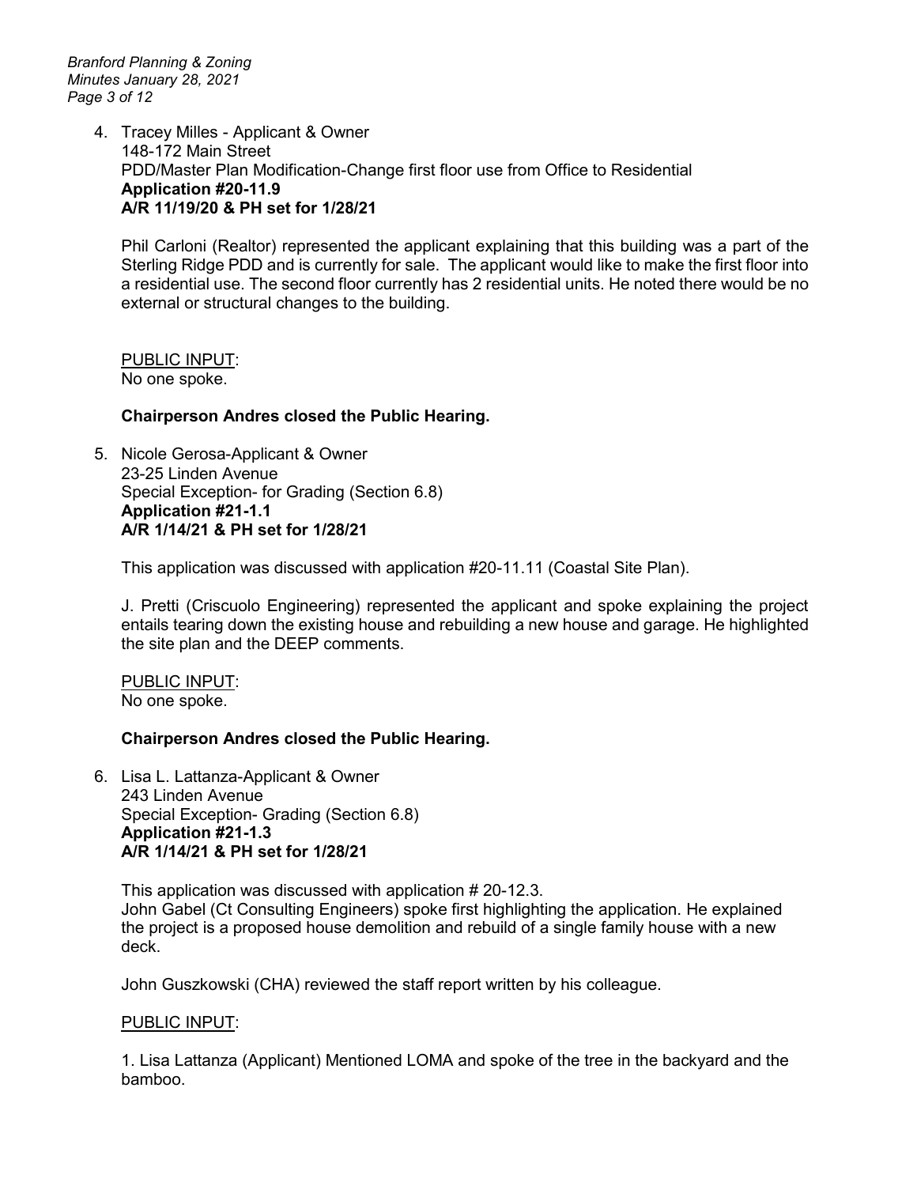4. Tracey Milles - Applicant & Owner
   148-172 Main Street
   PDD/Master Plan Modification-Change first floor use from Office to Residential
   **Application #20-11.9**
   **A/R 11/19/20 & PH set for 1/28/21**

   Phil Carloni (Realtor) represented the applicant explaining that this building was a part of the Sterling Ridge PDD and is currently for sale. The applicant would like to make the first floor into a residential use. The second floor currently has 2 residential units. He noted there would be no external or structural changes to the building.

   PUBLIC INPUT:
   No one spoke.

   **Chairperson Andres closed the Public Hearing.**

5. Nicole Gerosa-Applicant & Owner
   23-25 Linden Avenue
   Special Exception- for Grading (Section 6.8)
   **Application #21-1.1**
   **A/R 1/14/21 & PH set for 1/28/21**

   This application was discussed with application #20-11.11 (Coastal Site Plan).

   J. Pretti (Criscuolo Engineering) represented the applicant and spoke explaining the project entails tearing down the existing house and rebuilding a new house and garage. He highlighted the site plan and the DEEP comments.

   PUBLIC INPUT:
   No one spoke.

   **Chairperson Andres closed the Public Hearing.**

6. Lisa L. Lattanza-Applicant & Owner
   243 Linden Avenue
   Special Exception- Grading (Section 6.8)
   **Application #21-1.3**
   **A/R 1/14/21 & PH set for 1/28/21**

   This application was discussed with application # 20-12.3.
   John Gabel (Ct Consulting Engineers) spoke first highlighting the application. He explained the project is a proposed house demolition and rebuild of a single family house with a new deck.

   John Guszkowski (CHA) reviewed the staff report written by his colleague.

   PUBLIC INPUT:

   1. Lisa Lattanza (Applicant) Mentioned LOMA and spoke of the tree in the backyard and the bamboo.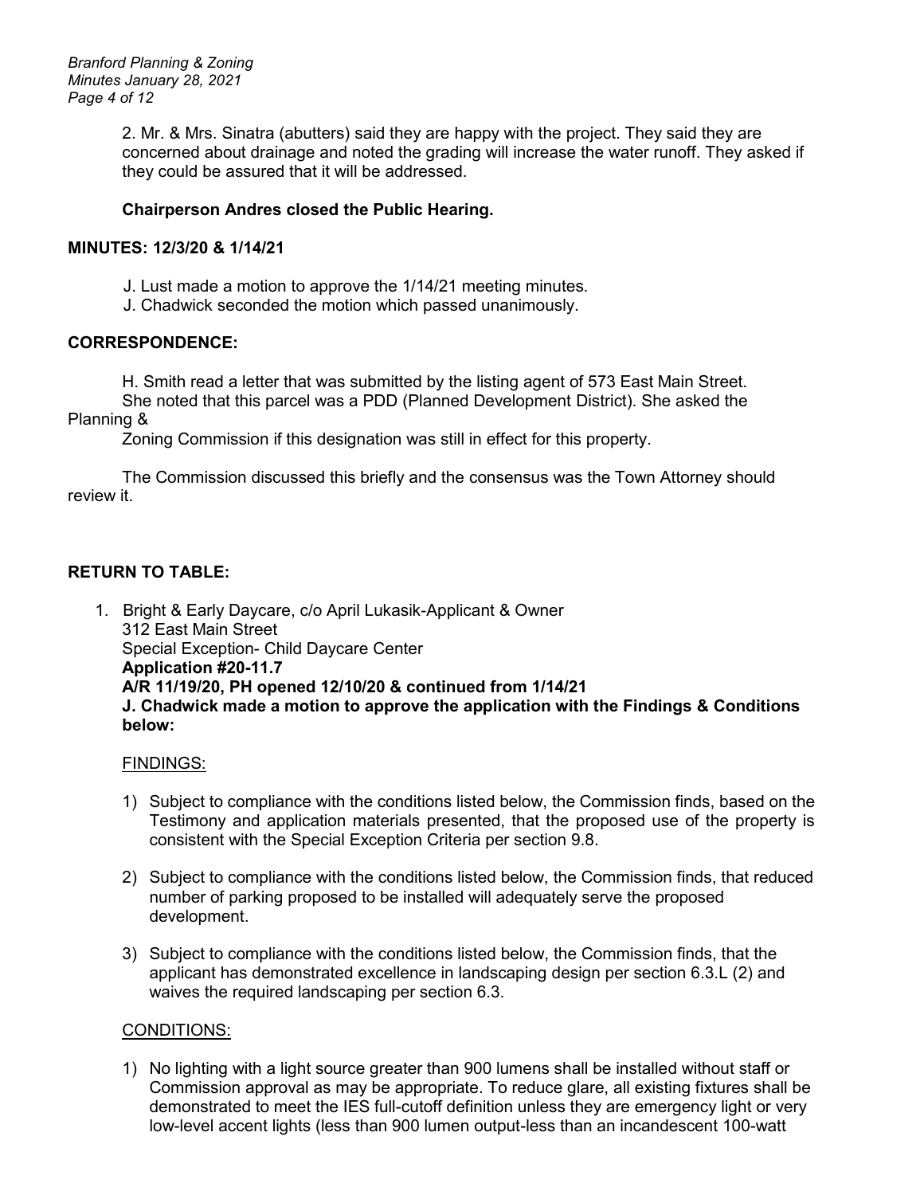2. Mr. & Mrs. Sinatra (abutters) said they are happy with the project. They said they are concerned about drainage and noted the grading will increase the water runoff. They asked if they could be assured that it will be addressed.

**Chairperson Andres closed the Public Hearing.**

**MINUTES: 12/3/20 & 1/14/21**

J. Lust made a motion to approve the 1/14/21 meeting minutes.
J. Chadwick seconded the motion which passed unanimously.

**CORRESPONDENCE:**

H. Smith read a letter that was submitted by the listing agent of 573 East Main Street. She noted that this parcel was a PDD (Planned Development District). She asked the Planning & Zoning Commission if this designation was still in effect for this property.

The Commission discussed this briefly and the consensus was the Town Attorney should review it.

**RETURN TO TABLE:**

1. Bright & Early Daycare, c/o April Lukasik-Applicant & Owner
   312 East Main Street
   Special Exception- Child Daycare Center
   **Application #20-11.7**
   **A/R 11/19/20, PH opened 12/10/20 & continued from 1/14/21**
   **J. Chadwick made a motion to approve the application with the Findings & Conditions below:**

   FINDINGS:

   1) Subject to compliance with the conditions listed below, the Commission finds, based on the Testimony and application materials presented, that the proposed use of the property is consistent with the Special Exception Criteria per section 9.8.

   2) Subject to compliance with the conditions listed below, the Commission finds, that reduced number of parking proposed to be installed will adequately serve the proposed development.

   3) Subject to compliance with the conditions listed below, the Commission finds, that the applicant has demonstrated excellence in landscaping design per section 6.3.L (2) and waives the required landscaping per section 6.3.

   CONDITIONS:

   1) No lighting with a light source greater than 900 lumens shall be installed without staff or Commission approval as may be appropriate. To reduce glare, all existing fixtures shall be demonstrated to meet the IES full-cutoff definition unless they are emergency light or very low-level accent lights (less than 900 lumen output-less than an incandescent 100-watt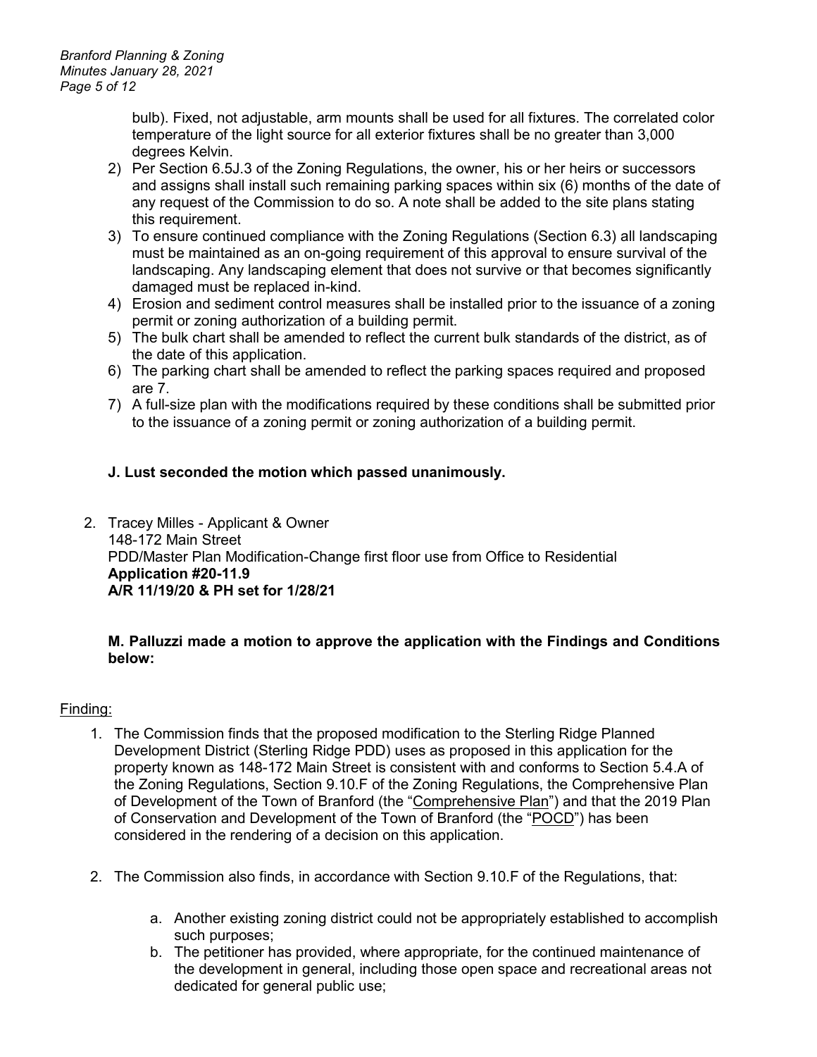bulb). Fixed, not adjustable, arm mounts shall be used for all fixtures. The correlated color temperature of the light source for all exterior fixtures shall be no greater than 3,000 degrees Kelvin.

2) Per Section 6.5J.3 of the Zoning Regulations, the owner, his or her heirs or successors and assigns shall install such remaining parking spaces within six (6) months of the date of any request of the Commission to do so. A note shall be added to the site plans stating this requirement.
3) To ensure continued compliance with the Zoning Regulations (Section 6.3) all landscaping must be maintained as an on-going requirement of this approval to ensure survival of the landscaping. Any landscaping element that does not survive or that becomes significantly damaged must be replaced in-kind.
4) Erosion and sediment control measures shall be installed prior to the issuance of a zoning permit or zoning authorization of a building permit.
5) The bulk chart shall be amended to reflect the current bulk standards of the district, as of the date of this application.
6) The parking chart shall be amended to reflect the parking spaces required and proposed are 7.
7) A full-size plan with the modifications required by these conditions shall be submitted prior to the issuance of a zoning permit or zoning authorization of a building permit.

**J. Lust seconded the motion which passed unanimously.**

2. Tracey Milles - Applicant & Owner
   148-172 Main Street
   PDD/Master Plan Modification-Change first floor use from Office to Residential
   **Application #20-11.9**
   **A/R 11/19/20 & PH set for 1/28/21**

   **M. Palluzzi made a motion to approve the application with the Findings and Conditions below:**

Finding:

1. The Commission finds that the proposed modification to the Sterling Ridge Planned Development District (Sterling Ridge PDD) uses as proposed in this application for the property known as 148-172 Main Street is consistent with and conforms to Section 5.4.A of the Zoning Regulations, Section 9.10.F of the Zoning Regulations, the Comprehensive Plan of Development of the Town of Branford (the "Comprehensive Plan") and that the 2019 Plan of Conservation and Development of the Town of Branford (the "POCD") has been considered in the rendering of a decision on this application.

2. The Commission also finds, in accordance with Section 9.10.F of the Regulations, that:

   a. Another existing zoning district could not be appropriately established to accomplish such purposes;
   b. The petitioner has provided, where appropriate, for the continued maintenance of the development in general, including those open space and recreational areas not dedicated for general public use;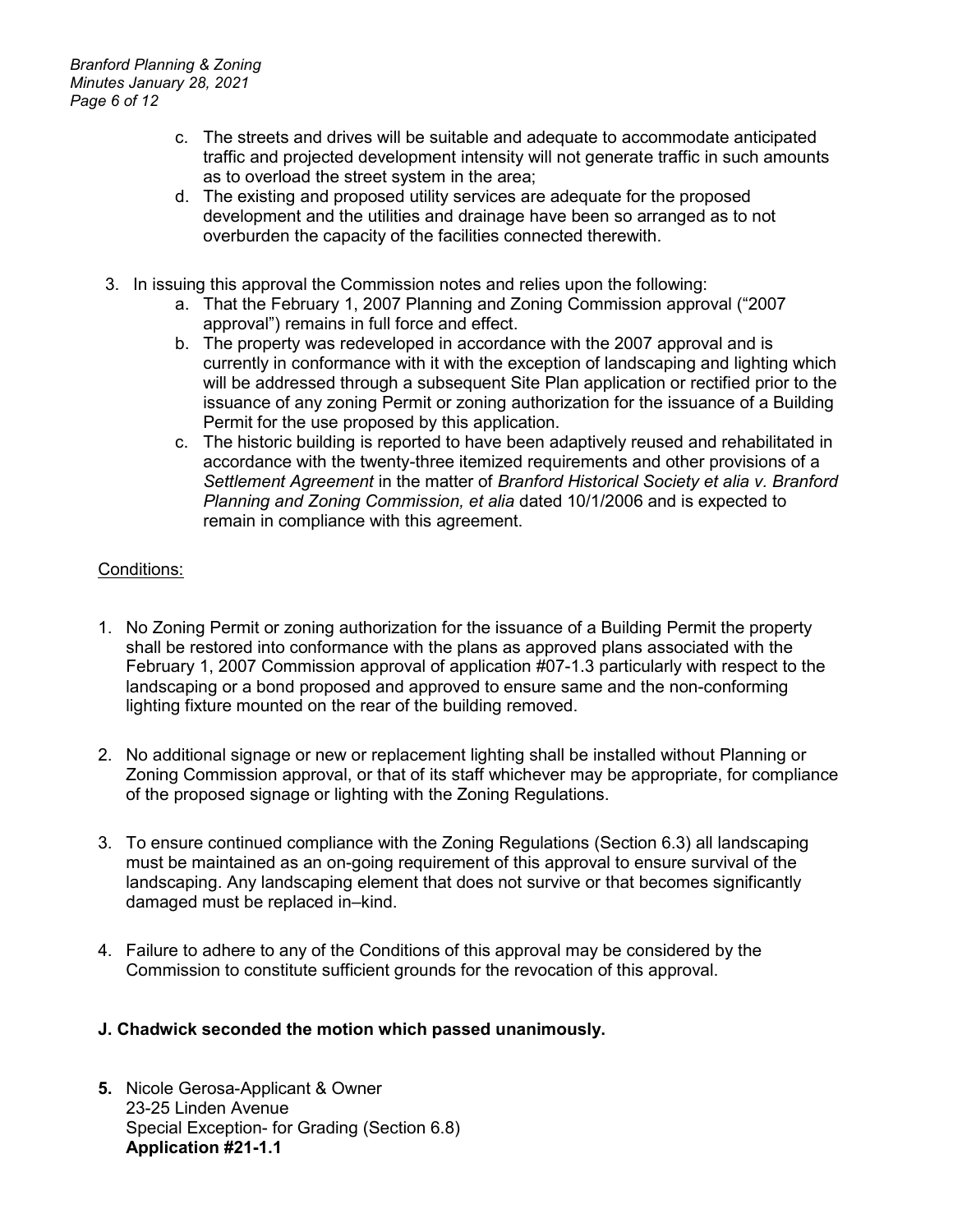c. The streets and drives will be suitable and adequate to accommodate anticipated traffic and projected development intensity will not generate traffic in such amounts as to overload the street system in the area;
d. The existing and proposed utility services are adequate for the proposed development and the utilities and drainage have been so arranged as to not overburden the capacity of the facilities connected therewith.

3. In issuing this approval the Commission notes and relies upon the following:
   a. That the February 1, 2007 Planning and Zoning Commission approval ("2007 approval") remains in full force and effect.
   b. The property was redeveloped in accordance with the 2007 approval and is currently in conformance with it with the exception of landscaping and lighting which will be addressed through a subsequent Site Plan application or rectified prior to the issuance of any zoning Permit or zoning authorization for the issuance of a Building Permit for the use proposed by this application.
   c. The historic building is reported to have been adaptively reused and rehabilitated in accordance with the twenty-three itemized requirements and other provisions of a *Settlement Agreement* in the matter of *Branford Historical Society et alia v. Branford Planning and Zoning Commission, et alia* dated 10/1/2006 and is expected to remain in compliance with this agreement.

Conditions:

1. No Zoning Permit or zoning authorization for the issuance of a Building Permit the property shall be restored into conformance with the plans as approved plans associated with the February 1, 2007 Commission approval of application #07-1.3 particularly with respect to the landscaping or a bond proposed and approved to ensure same and the non-conforming lighting fixture mounted on the rear of the building removed.

2. No additional signage or new or replacement lighting shall be installed without Planning or Zoning Commission approval, or that of its staff whichever may be appropriate, for compliance of the proposed signage or lighting with the Zoning Regulations.

3. To ensure continued compliance with the Zoning Regulations (Section 6.3) all landscaping must be maintained as an on-going requirement of this approval to ensure survival of the landscaping. Any landscaping element that does not survive or that becomes significantly damaged must be replaced in–kind.

4. Failure to adhere to any of the Conditions of this approval may be considered by the Commission to constitute sufficient grounds for the revocation of this approval.

**J. Chadwick seconded the motion which passed unanimously.**

**5.** Nicole Gerosa-Applicant & Owner
23-25 Linden Avenue
Special Exception- for Grading (Section 6.8)
**Application #21-1.1**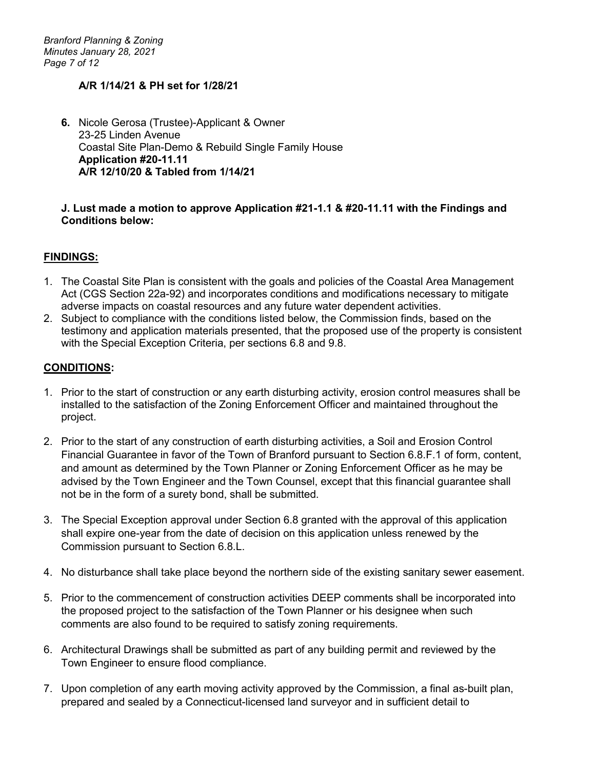**A/R 1/14/21 & PH set for 1/28/21**

6. Nicole Gerosa (Trustee)-Applicant & Owner
   23-25 Linden Avenue
   Coastal Site Plan-Demo & Rebuild Single Family House
   **Application #20-11.11**
   **A/R 12/10/20 & Tabled from 1/14/21**

**J. Lust made a motion to approve Application #21-1.1 & #20-11.11 with the Findings and Conditions below:**

## FINDINGS:

1. The Coastal Site Plan is consistent with the goals and policies of the Coastal Area Management Act (CGS Section 22a-92) and incorporates conditions and modifications necessary to mitigate adverse impacts on coastal resources and any future water dependent activities.
2. Subject to compliance with the conditions listed below, the Commission finds, based on the testimony and application materials presented, that the proposed use of the property is consistent with the Special Exception Criteria, per sections 6.8 and 9.8.

## CONDITIONS:

1. Prior to the start of construction or any earth disturbing activity, erosion control measures shall be installed to the satisfaction of the Zoning Enforcement Officer and maintained throughout the project.

2. Prior to the start of any construction of earth disturbing activities, a Soil and Erosion Control Financial Guarantee in favor of the Town of Branford pursuant to Section 6.8.F.1 of form, content, and amount as determined by the Town Planner or Zoning Enforcement Officer as he may be advised by the Town Engineer and the Town Counsel, except that this financial guarantee shall not be in the form of a surety bond, shall be submitted.

3. The Special Exception approval under Section 6.8 granted with the approval of this application shall expire one-year from the date of decision on this application unless renewed by the Commission pursuant to Section 6.8.L.

4. No disturbance shall take place beyond the northern side of the existing sanitary sewer easement.

5. Prior to the commencement of construction activities DEEP comments shall be incorporated into the proposed project to the satisfaction of the Town Planner or his designee when such comments are also found to be required to satisfy zoning requirements.

6. Architectural Drawings shall be submitted as part of any building permit and reviewed by the Town Engineer to ensure flood compliance.

7. Upon completion of any earth moving activity approved by the Commission, a final as-built plan, prepared and sealed by a Connecticut-licensed land surveyor and in sufficient detail to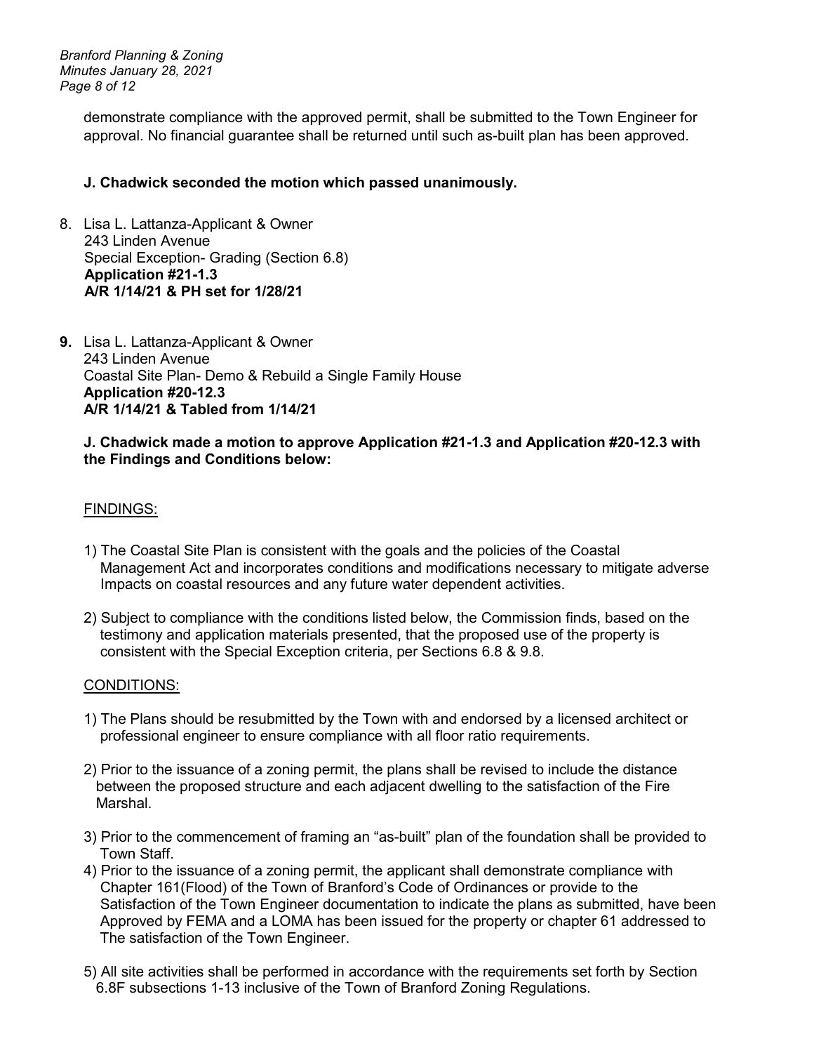demonstrate compliance with the approved permit, shall be submitted to the Town Engineer for approval. No financial guarantee shall be returned until such as-built plan has been approved.

**J. Chadwick seconded the motion which passed unanimously.**

8. Lisa L. Lattanza-Applicant & Owner
   243 Linden Avenue
   Special Exception- Grading (Section 6.8)
   **Application #21-1.3**
   **A/R 1/14/21 & PH set for 1/28/21**

9. Lisa L. Lattanza-Applicant & Owner
   243 Linden Avenue
   Coastal Site Plan- Demo & Rebuild a Single Family House
   **Application #20-12.3**
   **A/R 1/14/21 & Tabled from 1/14/21**

   **J. Chadwick made a motion to approve Application #21-1.3 and Application #20-12.3 with the Findings and Conditions below:**

FINDINGS:

1) The Coastal Site Plan is consistent with the goals and the policies of the Coastal Management Act and incorporates conditions and modifications necessary to mitigate adverse Impacts on coastal resources and any future water dependent activities.

2) Subject to compliance with the conditions listed below, the Commission finds, based on the testimony and application materials presented, that the proposed use of the property is consistent with the Special Exception criteria, per Sections 6.8 & 9.8.

CONDITIONS:

1) The Plans should be resubmitted by the Town with and endorsed by a licensed architect or professional engineer to ensure compliance with all floor ratio requirements.

2) Prior to the issuance of a zoning permit, the plans shall be revised to include the distance between the proposed structure and each adjacent dwelling to the satisfaction of the Fire Marshal.

3) Prior to the commencement of framing an "as-built" plan of the foundation shall be provided to Town Staff.

4) Prior to the issuance of a zoning permit, the applicant shall demonstrate compliance with Chapter 161(Flood) of the Town of Branford's Code of Ordinances or provide to the Satisfaction of the Town Engineer documentation to indicate the plans as submitted, have been Approved by FEMA and a LOMA has been issued for the property or chapter 61 addressed to The satisfaction of the Town Engineer.

5) All site activities shall be performed in accordance with the requirements set forth by Section 6.8F subsections 1-13 inclusive of the Town of Branford Zoning Regulations.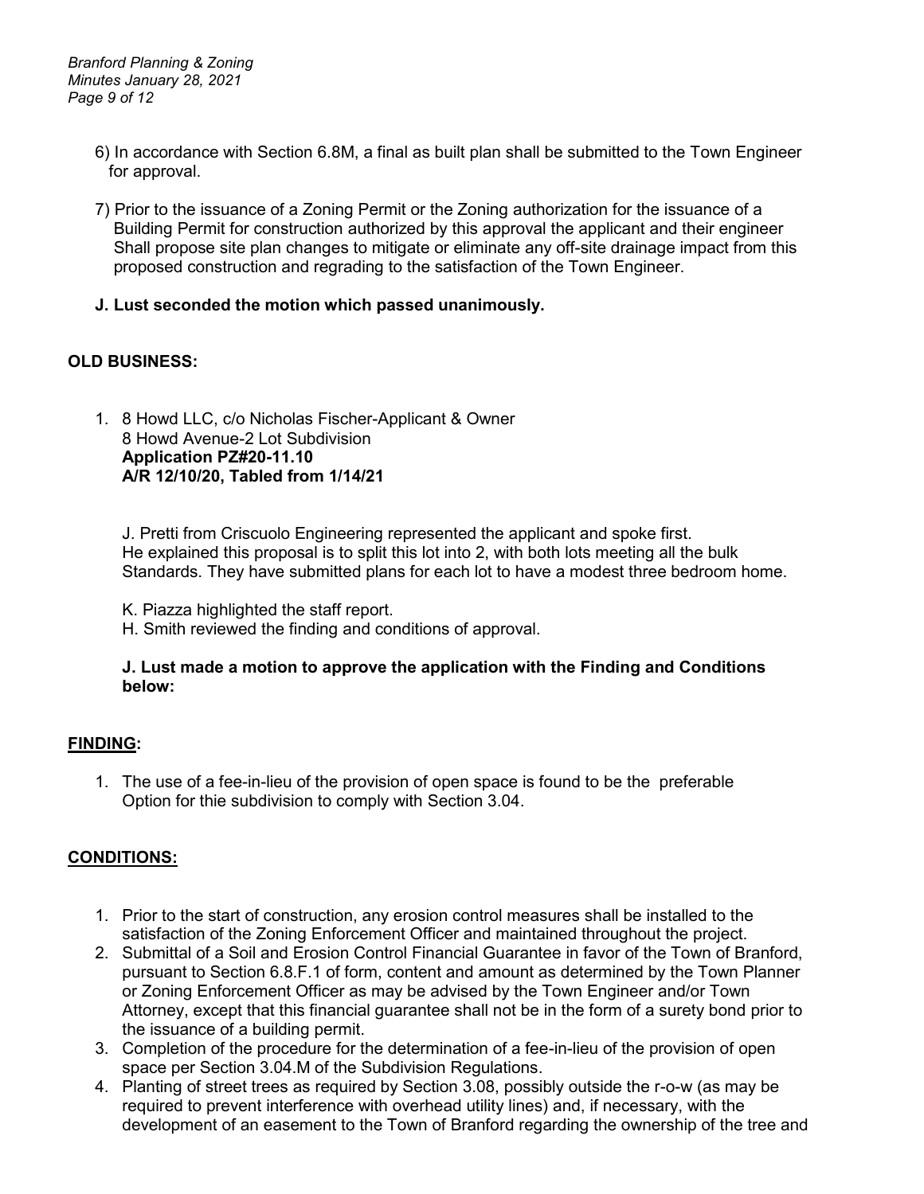6) In accordance with Section 6.8M, a final as built plan shall be submitted to the Town Engineer for approval.

7) Prior to the issuance of a Zoning Permit or the Zoning authorization for the issuance of a Building Permit for construction authorized by this approval the applicant and their engineer Shall propose site plan changes to mitigate or eliminate any off-site drainage impact from this proposed construction and regrading to the satisfaction of the Town Engineer.

**J. Lust seconded the motion which passed unanimously.**

## OLD BUSINESS:

1. 8 Howd LLC, c/o Nicholas Fischer-Applicant & Owner
   8 Howd Avenue-2 Lot Subdivision
   **Application PZ#20-11.10**
   **A/R 12/10/20, Tabled from 1/14/21**

   J. Pretti from Criscuolo Engineering represented the applicant and spoke first. He explained this proposal is to split this lot into 2, with both lots meeting all the bulk Standards. They have submitted plans for each lot to have a modest three bedroom home.

   K. Piazza highlighted the staff report.
   H. Smith reviewed the finding and conditions of approval.

   **J. Lust made a motion to approve the application with the Finding and Conditions below:**

## FINDING:

1. The use of a fee-in-lieu of the provision of open space is found to be the preferable Option for thie subdivision to comply with Section 3.04.

## CONDITIONS:

1. Prior to the start of construction, any erosion control measures shall be installed to the satisfaction of the Zoning Enforcement Officer and maintained throughout the project.
2. Submittal of a Soil and Erosion Control Financial Guarantee in favor of the Town of Branford, pursuant to Section 6.8.F.1 of form, content and amount as determined by the Town Planner or Zoning Enforcement Officer as may be advised by the Town Engineer and/or Town Attorney, except that this financial guarantee shall not be in the form of a surety bond prior to the issuance of a building permit.
3. Completion of the procedure for the determination of a fee-in-lieu of the provision of open space per Section 3.04.M of the Subdivision Regulations.
4. Planting of street trees as required by Section 3.08, possibly outside the r-o-w (as may be required to prevent interference with overhead utility lines) and, if necessary, with the development of an easement to the Town of Branford regarding the ownership of the tree and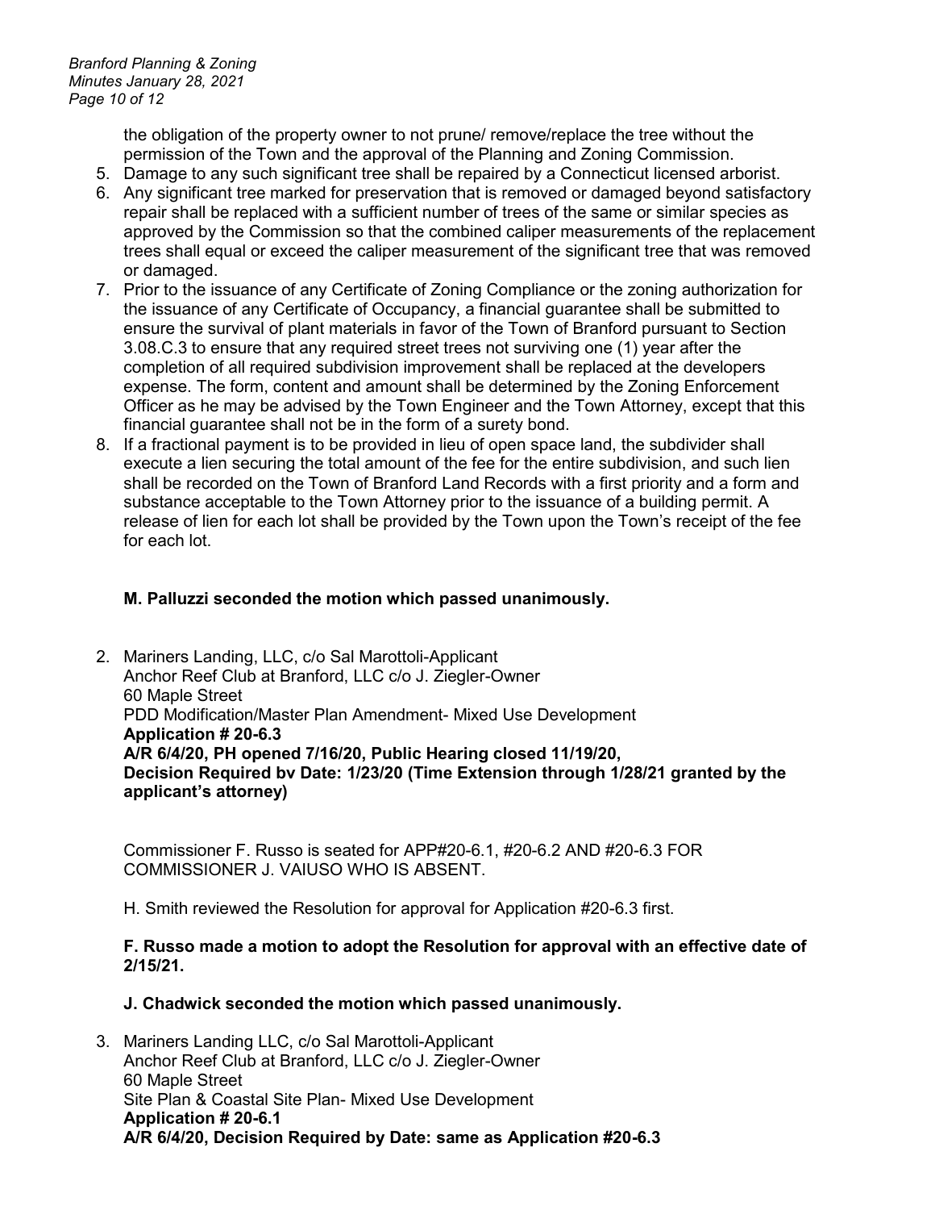the obligation of the property owner to not prune/ remove/replace the tree without the permission of the Town and the approval of the Planning and Zoning Commission.

5. Damage to any such significant tree shall be repaired by a Connecticut licensed arborist.
6. Any significant tree marked for preservation that is removed or damaged beyond satisfactory repair shall be replaced with a sufficient number of trees of the same or similar species as approved by the Commission so that the combined caliper measurements of the replacement trees shall equal or exceed the caliper measurement of the significant tree that was removed or damaged.
7. Prior to the issuance of any Certificate of Zoning Compliance or the zoning authorization for the issuance of any Certificate of Occupancy, a financial guarantee shall be submitted to ensure the survival of plant materials in favor of the Town of Branford pursuant to Section 3.08.C.3 to ensure that any required street trees not surviving one (1) year after the completion of all required subdivision improvement shall be replaced at the developers expense. The form, content and amount shall be determined by the Zoning Enforcement Officer as he may be advised by the Town Engineer and the Town Attorney, except that this financial guarantee shall not be in the form of a surety bond.
8. If a fractional payment is to be provided in lieu of open space land, the subdivider shall execute a lien securing the total amount of the fee for the entire subdivision, and such lien shall be recorded on the Town of Branford Land Records with a first priority and a form and substance acceptable to the Town Attorney prior to the issuance of a building permit. A release of lien for each lot shall be provided by the Town upon the Town's receipt of the fee for each lot.

**M. Palluzzi seconded the motion which passed unanimously.**

2. Mariners Landing, LLC, c/o Sal Marottoli-Applicant
   Anchor Reef Club at Branford, LLC c/o J. Ziegler-Owner
   60 Maple Street
   PDD Modification/Master Plan Amendment- Mixed Use Development
   **Application # 20-6.3**
   **A/R 6/4/20, PH opened 7/16/20, Public Hearing closed 11/19/20,**
   **Decision Required bv Date: 1/23/20 (Time Extension through 1/28/21 granted by the applicant's attorney)**

   Commissioner F. Russo is seated for APP#20-6.1, #20-6.2 AND #20-6.3 FOR COMMISSIONER J. VAIUSO WHO IS ABSENT.

   H. Smith reviewed the Resolution for approval for Application #20-6.3 first.

   **F. Russo made a motion to adopt the Resolution for approval with an effective date of 2/15/21.**

   **J. Chadwick seconded the motion which passed unanimously.**

3. Mariners Landing LLC, c/o Sal Marottoli-Applicant
   Anchor Reef Club at Branford, LLC c/o J. Ziegler-Owner
   60 Maple Street
   Site Plan & Coastal Site Plan- Mixed Use Development
   **Application # 20-6.1**
   **A/R 6/4/20, Decision Required by Date: same as Application #20-6.3**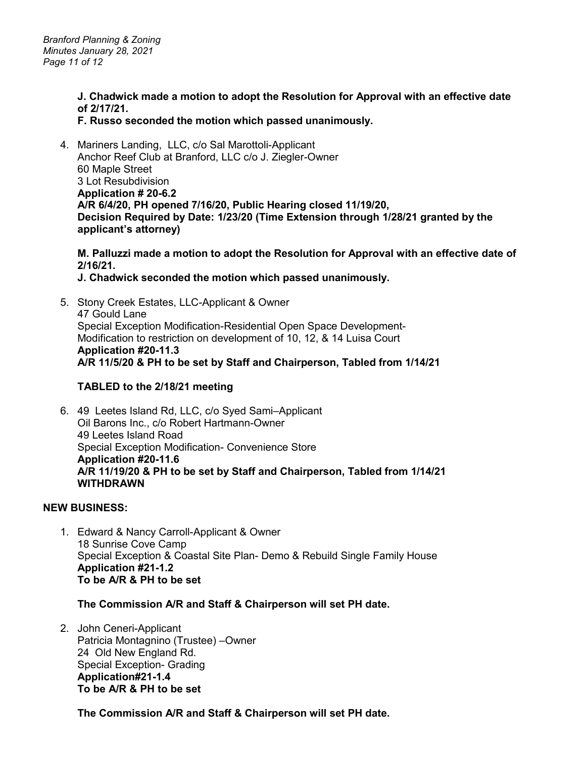**J. Chadwick made a motion to adopt the Resolution for Approval with an effective date of 2/17/21.**
**F. Russo seconded the motion which passed unanimously.**

4. Mariners Landing, LLC, c/o Sal Marottoli-Applicant
   Anchor Reef Club at Branford, LLC c/o J. Ziegler-Owner
   60 Maple Street
   3 Lot Resubdivision
   **Application # 20-6.2**
   **A/R 6/4/20, PH opened 7/16/20, Public Hearing closed 11/19/20,**
   **Decision Required by Date: 1/23/20 (Time Extension through 1/28/21 granted by the applicant's attorney)**

   **M. Palluzzi made a motion to adopt the Resolution for Approval with an effective date of 2/16/21.**
   **J. Chadwick seconded the motion which passed unanimously.**

5. Stony Creek Estates, LLC-Applicant & Owner
   47 Gould Lane
   Special Exception Modification-Residential Open Space Development-
   Modification to restriction on development of 10, 12, & 14 Luisa Court
   **Application #20-11.3**
   **A/R 11/5/20 & PH to be set by Staff and Chairperson, Tabled from 1/14/21**

   **TABLED to the 2/18/21 meeting**

6. 49 Leetes Island Rd, LLC, c/o Syed Sami–Applicant
   Oil Barons Inc., c/o Robert Hartmann-Owner
   49 Leetes Island Road
   Special Exception Modification- Convenience Store
   **Application #20-11.6**
   **A/R 11/19/20 & PH to be set by Staff and Chairperson, Tabled from 1/14/21**
   **WITHDRAWN**

## NEW BUSINESS:

1. Edward & Nancy Carroll-Applicant & Owner
   18 Sunrise Cove Camp
   Special Exception & Coastal Site Plan- Demo & Rebuild Single Family House
   **Application #21-1.2**
   **To be A/R & PH to be set**

   **The Commission A/R and Staff & Chairperson will set PH date.**

2. John Ceneri-Applicant
   Patricia Montagnino (Trustee) –Owner
   24 Old New England Rd.
   Special Exception- Grading
   **Application#21-1.4**
   **To be A/R & PH to be set**

   **The Commission A/R and Staff & Chairperson will set PH date.**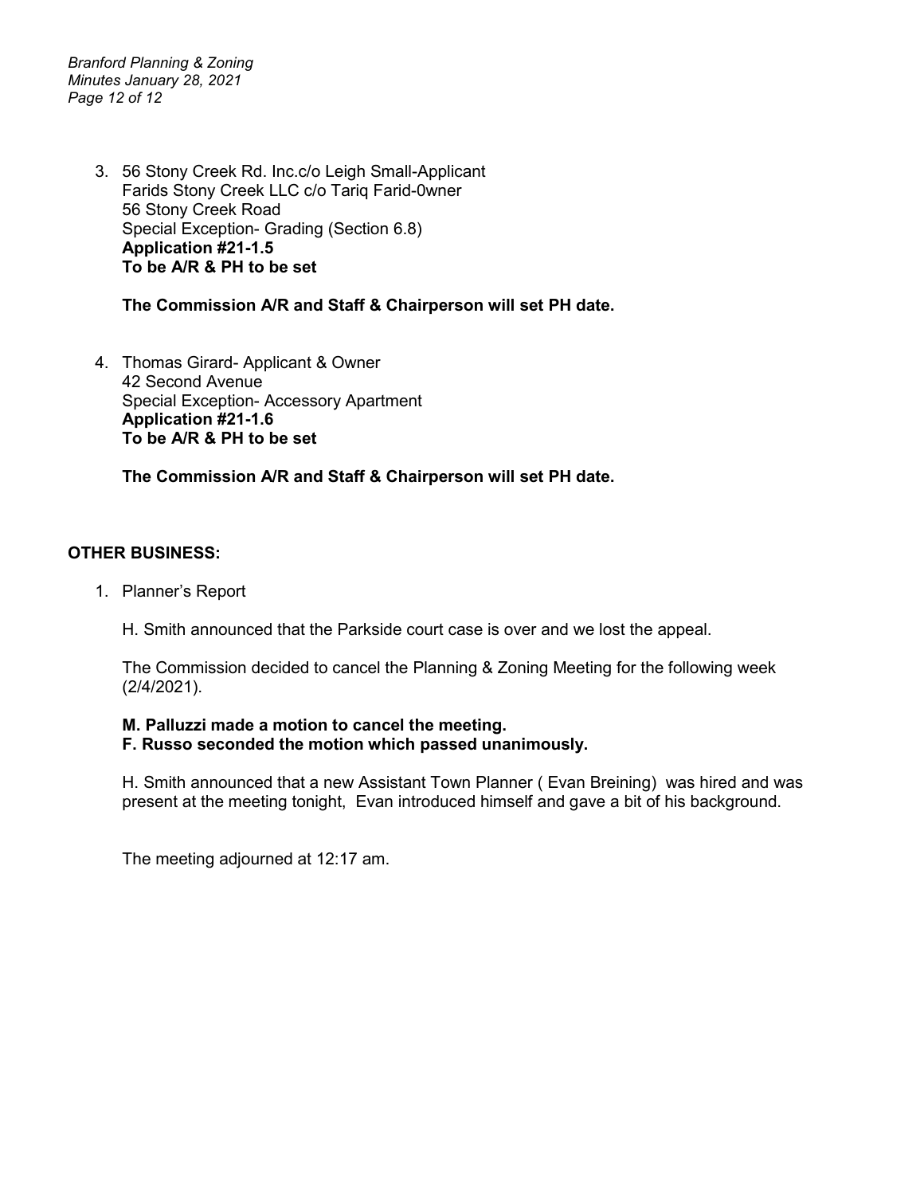3. 56 Stony Creek Rd. Inc.c/o Leigh Small-Applicant
   Farids Stony Creek LLC c/o Tariq Farid-0wner
   56 Stony Creek Road
   Special Exception- Grading (Section 6.8)
   **Application #21-1.5**
   **To be A/R & PH to be set**

   **The Commission A/R and Staff & Chairperson will set PH date.**

4. Thomas Girard- Applicant & Owner
   42 Second Avenue
   Special Exception- Accessory Apartment
   **Application #21-1.6**
   **To be A/R & PH to be set**

   **The Commission A/R and Staff & Chairperson will set PH date.**

**OTHER BUSINESS:**

1. Planner's Report

   H. Smith announced that the Parkside court case is over and we lost the appeal.

   The Commission decided to cancel the Planning & Zoning Meeting for the following week (2/4/2021).

   **M. Palluzzi made a motion to cancel the meeting.**
   **F. Russo seconded the motion which passed unanimously.**

   H. Smith announced that a new Assistant Town Planner ( Evan Breining) was hired and was present at the meeting tonight, Evan introduced himself and gave a bit of his background.

   The meeting adjourned at 12:17 am.